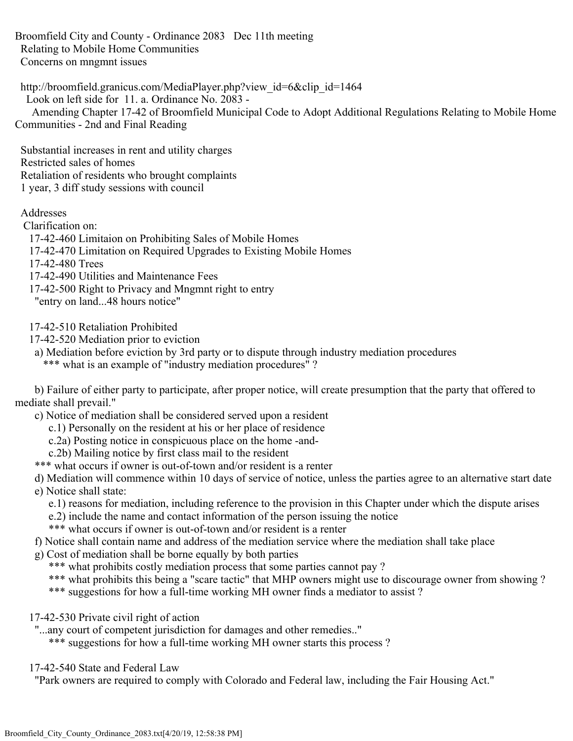Broomfield City and County - Ordinance 2083 Dec 11th meeting
Relating to Mobile Home Communities
Concerns on mngmnt issues

http://broomfield.granicus.com/MediaPlayer.php?view_id=6&clip_id=1464
Look on left side for 11. a. Ordinance No. 2083 -
Amending Chapter 17-42 of Broomfield Municipal Code to Adopt Additional Regulations Relating to Mobile Home Communities - 2nd and Final Reading

Substantial increases in rent and utility charges
Restricted sales of homes
Retaliation of residents who brought complaints
1 year, 3 diff study sessions with council

Addresses
Clarification on:
17-42-460 Limitaion on Prohibiting Sales of Mobile Homes
17-42-470 Limitation on Required Upgrades to Existing Mobile Homes
17-42-480 Trees
17-42-490 Utilities and Maintenance Fees
17-42-500 Right to Privacy and Mngmnt right to entry
"entry on land...48 hours notice"

17-42-510 Retaliation Prohibited
17-42-520 Mediation prior to eviction
a) Mediation before eviction by 3rd party or to dispute through industry mediation procedures
*** what is an example of "industry mediation procedures" ?

b) Failure of either party to participate, after proper notice, will create presumption that the party that offered to mediate shall prevail."
c) Notice of mediation shall be considered served upon a resident
c.1) Personally on the resident at his or her place of residence
c.2a) Posting notice in conspicuous place on the home -and-
c.2b) Mailing notice by first class mail to the resident
*** what occurs if owner is out-of-town and/or resident is a renter
d) Mediation will commence within 10 days of service of notice, unless the parties agree to an alternative start date
e) Notice shall state:
e.1) reasons for mediation, including reference to the provision in this Chapter under which the dispute arises
e.2) include the name and contact information of the person issuing the notice
*** what occurs if owner is out-of-town and/or resident is a renter
f) Notice shall contain name and address of the mediation service where the mediation shall take place
g) Cost of mediation shall be borne equally by both parties
*** what prohibits costly mediation process that some parties cannot pay ?
*** what prohibits this being a "scare tactic" that MHP owners might use to discourage owner from showing ?
*** suggestions for how a full-time working MH owner finds a mediator to assist ?

17-42-530 Private civil right of action
"...any court of competent jurisdiction for damages and other remedies.."
*** suggestions for how a full-time working MH owner starts this process ?

17-42-540 State and Federal Law
"Park owners are required to comply with Colorado and Federal law, including the Fair Housing Act."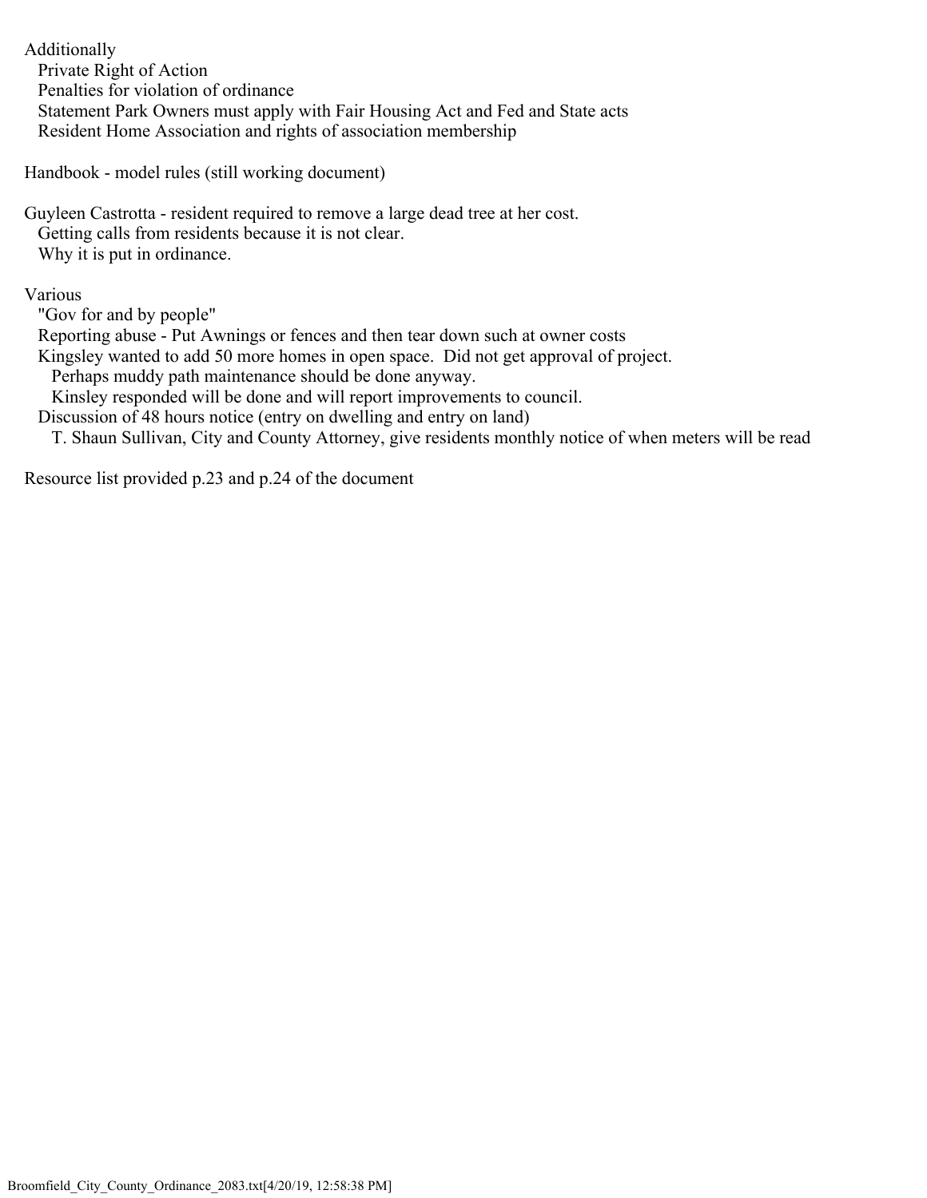Additionally

- Private Right of Action
- Penalties for violation of ordinance
- Statement Park Owners must apply with Fair Housing Act and Fed and State acts
- Resident Home Association and rights of association membership

Handbook - model rules (still working document)

Guyleen Castrotta - resident required to remove a large dead tree at her cost.

- Getting calls from residents because it is not clear.
- Why it is put in ordinance.

Various

- "Gov for and by people"
- Reporting abuse - Put Awnings or fences and then tear down such at owner costs
- Kingsley wanted to add 50 more homes in open space. Did not get approval of project.
  - Perhaps muddy path maintenance should be done anyway.
  - Kinsley responded will be done and will report improvements to council.
- Discussion of 48 hours notice (entry on dwelling and entry on land)
  - T. Shaun Sullivan, City and County Attorney, give residents monthly notice of when meters will be read

Resource list provided p.23 and p.24 of the document